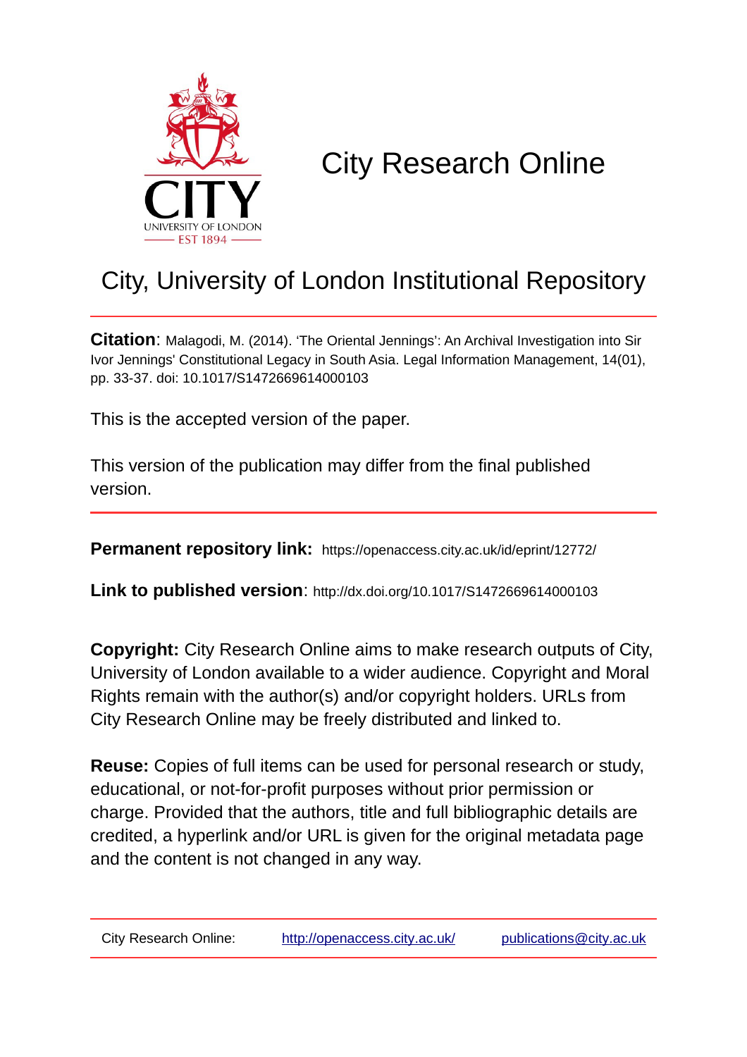# City Research Online

## City, University of London Institutional Repository

**Citation**: Malagodi, M. (2014). 'The Oriental Jennings': An Archival Investigation into Sir Ivor Jennings' Constitutional Legacy in South Asia. Legal Information Management, 14(01), pp. 33-37. doi: 10.1017/S1472669614000103

This is the accepted version of the paper.

This version of the publication may differ from the final published version.

---

**Permanent repository link:** https://openaccess.city.ac.uk/id/eprint/12772/

**Link to published version**: http://dx.doi.org/10.1017/S1472669614000103

**Copyright:** City Research Online aims to make research outputs of City, University of London available to a wider audience. Copyright and Moral Rights remain with the author(s) and/or copyright holders. URLs from City Research Online may be freely distributed and linked to.

**Reuse:** Copies of full items can be used for personal research or study, educational, or not-for-profit purposes without prior permission or charge. Provided that the authors, title and full bibliographic details are credited, a hyperlink and/or URL is given for the original metadata page and the content is not changed in any way.

---

City Research Online: http://openaccess.city.ac.uk/ publications@city.ac.uk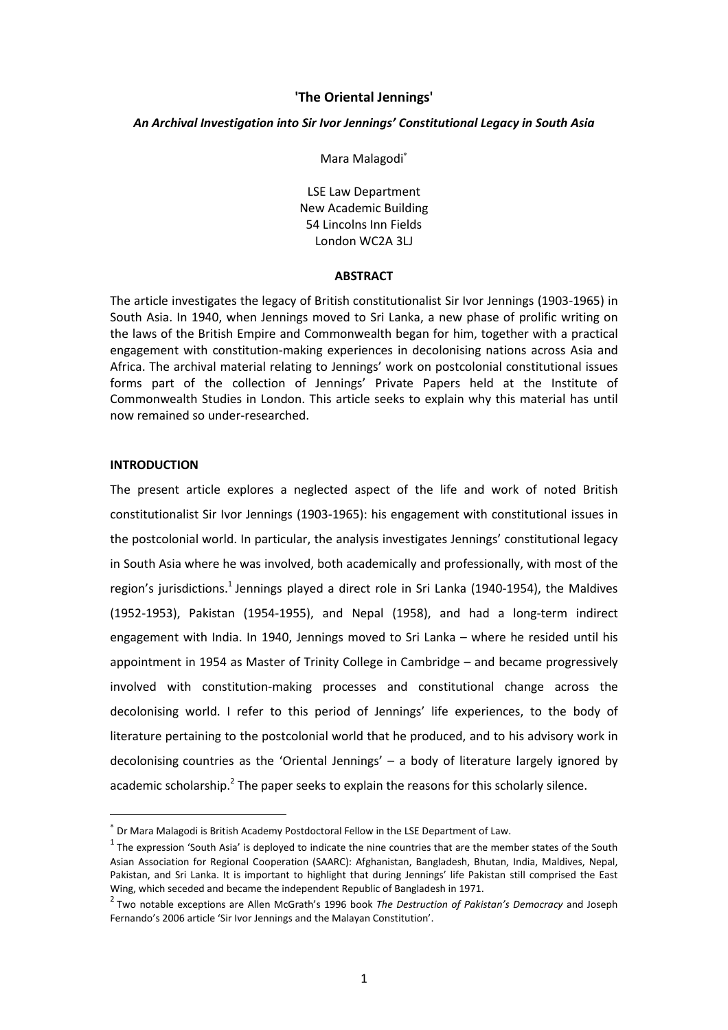## 'The Oriental Jennings'

### *An Archival Investigation into Sir Ivor Jennings' Constitutional Legacy in South Asia*

Mara Malagodi[*]

LSE Law Department
New Academic Building
54 Lincolns Inn Fields
London WC2A 3LJ

#### ABSTRACT

The article investigates the legacy of British constitutionalist Sir Ivor Jennings (1903-1965) in South Asia. In 1940, when Jennings moved to Sri Lanka, a new phase of prolific writing on the laws of the British Empire and Commonwealth began for him, together with a practical engagement with constitution-making experiences in decolonising nations across Asia and Africa. The archival material relating to Jennings' work on postcolonial constitutional issues forms part of the collection of Jennings' Private Papers held at the Institute of Commonwealth Studies in London. This article seeks to explain why this material has until now remained so under-researched.

#### INTRODUCTION

The present article explores a neglected aspect of the life and work of noted British constitutionalist Sir Ivor Jennings (1903-1965): his engagement with constitutional issues in the postcolonial world. In particular, the analysis investigates Jennings' constitutional legacy in South Asia where he was involved, both academically and professionally, with most of the region's jurisdictions.[1] Jennings played a direct role in Sri Lanka (1940-1954), the Maldives (1952-1953), Pakistan (1954-1955), and Nepal (1958), and had a long-term indirect engagement with India. In 1940, Jennings moved to Sri Lanka – where he resided until his appointment in 1954 as Master of Trinity College in Cambridge – and became progressively involved with constitution-making processes and constitutional change across the decolonising world. I refer to this period of Jennings' life experiences, to the body of literature pertaining to the postcolonial world that he produced, and to his advisory work in decolonising countries as the 'Oriental Jennings' – a body of literature largely ignored by academic scholarship.[2] The paper seeks to explain the reasons for this scholarly silence.

---

[*] Dr Mara Malagodi is British Academy Postdoctoral Fellow in the LSE Department of Law.

[1] The expression 'South Asia' is deployed to indicate the nine countries that are the member states of the South Asian Association for Regional Cooperation (SAARC): Afghanistan, Bangladesh, Bhutan, India, Maldives, Nepal, Pakistan, and Sri Lanka. It is important to highlight that during Jennings' life Pakistan still comprised the East Wing, which seceded and became the independent Republic of Bangladesh in 1971.

[2] Two notable exceptions are Allen McGrath's 1996 book *The Destruction of Pakistan's Democracy* and Joseph Fernando's 2006 article 'Sir Ivor Jennings and the Malayan Constitution'.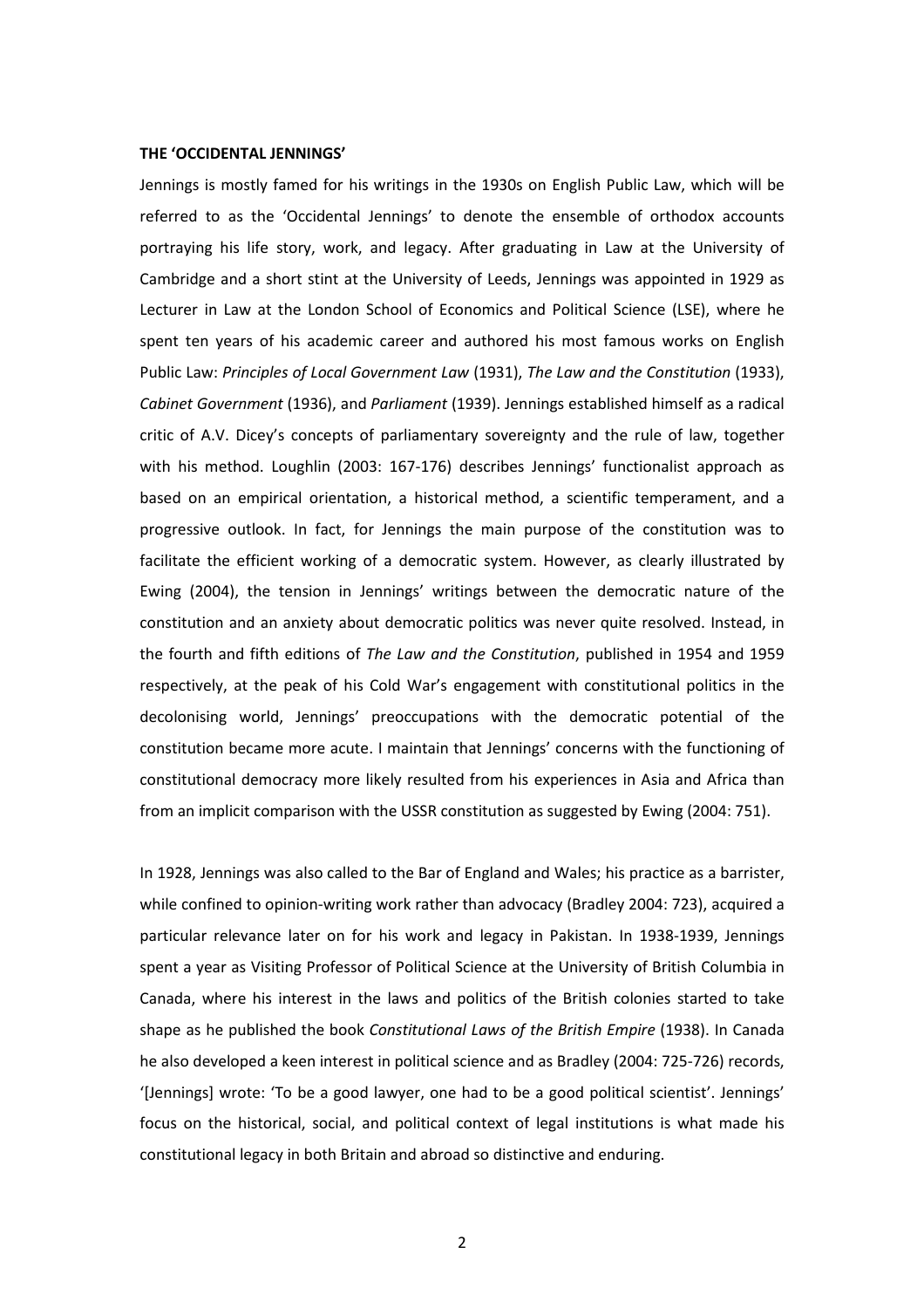**THE 'OCCIDENTAL JENNINGS'**

Jennings is mostly famed for his writings in the 1930s on English Public Law, which will be referred to as the 'Occidental Jennings' to denote the ensemble of orthodox accounts portraying his life story, work, and legacy. After graduating in Law at the University of Cambridge and a short stint at the University of Leeds, Jennings was appointed in 1929 as Lecturer in Law at the London School of Economics and Political Science (LSE), where he spent ten years of his academic career and authored his most famous works on English Public Law: *Principles of Local Government Law* (1931), *The Law and the Constitution* (1933), *Cabinet Government* (1936), and *Parliament* (1939). Jennings established himself as a radical critic of A.V. Dicey's concepts of parliamentary sovereignty and the rule of law, together with his method. Loughlin (2003: 167-176) describes Jennings' functionalist approach as based on an empirical orientation, a historical method, a scientific temperament, and a progressive outlook. In fact, for Jennings the main purpose of the constitution was to facilitate the efficient working of a democratic system. However, as clearly illustrated by Ewing (2004), the tension in Jennings' writings between the democratic nature of the constitution and an anxiety about democratic politics was never quite resolved. Instead, in the fourth and fifth editions of *The Law and the Constitution*, published in 1954 and 1959 respectively, at the peak of his Cold War's engagement with constitutional politics in the decolonising world, Jennings' preoccupations with the democratic potential of the constitution became more acute. I maintain that Jennings' concerns with the functioning of constitutional democracy more likely resulted from his experiences in Asia and Africa than from an implicit comparison with the USSR constitution as suggested by Ewing (2004: 751).

In 1928, Jennings was also called to the Bar of England and Wales; his practice as a barrister, while confined to opinion-writing work rather than advocacy (Bradley 2004: 723), acquired a particular relevance later on for his work and legacy in Pakistan. In 1938-1939, Jennings spent a year as Visiting Professor of Political Science at the University of British Columbia in Canada, where his interest in the laws and politics of the British colonies started to take shape as he published the book *Constitutional Laws of the British Empire* (1938). In Canada he also developed a keen interest in political science and as Bradley (2004: 725-726) records, '[Jennings] wrote: 'To be a good lawyer, one had to be a good political scientist'. Jennings' focus on the historical, social, and political context of legal institutions is what made his constitutional legacy in both Britain and abroad so distinctive and enduring.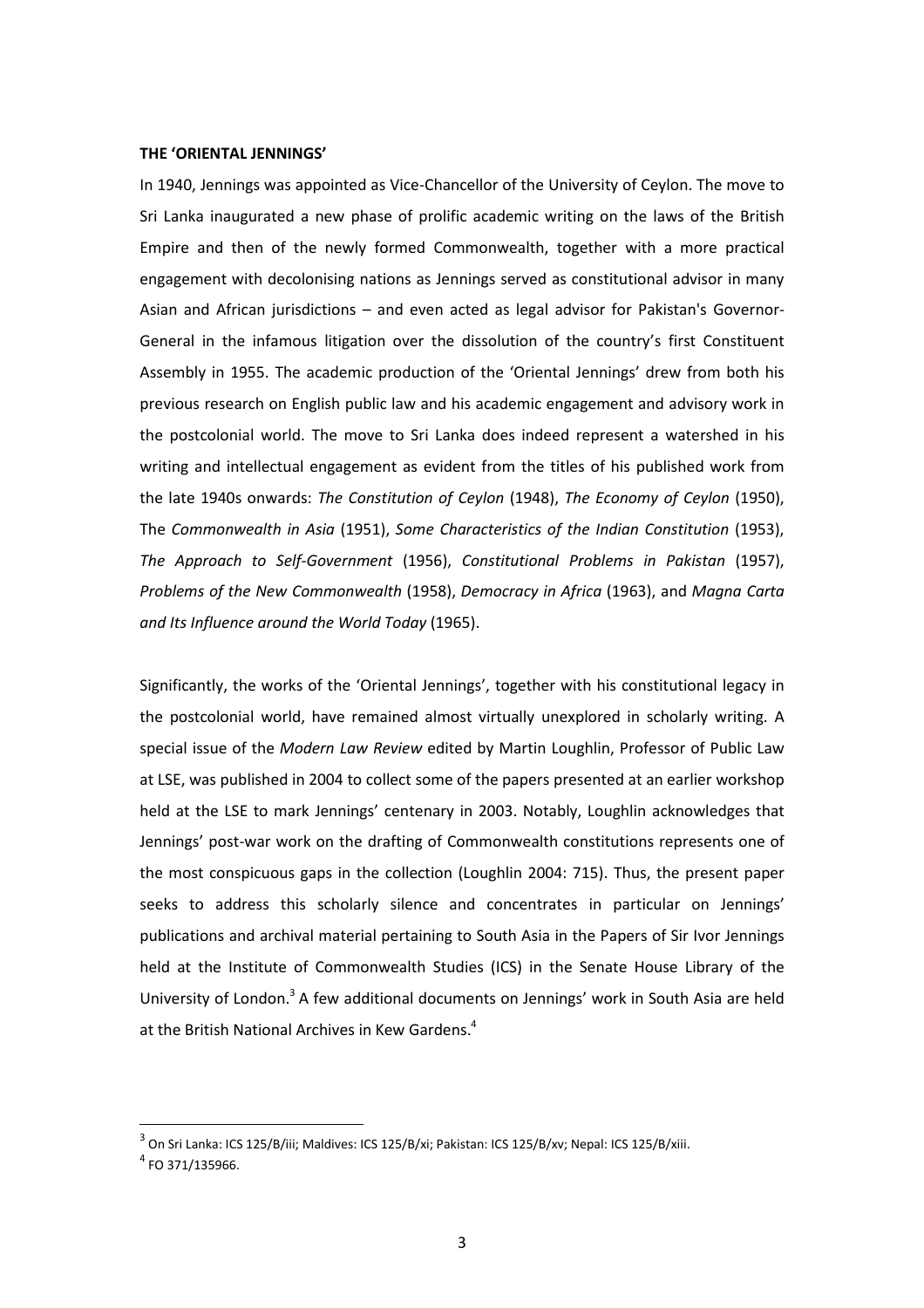**THE 'ORIENTAL JENNINGS'**

In 1940, Jennings was appointed as Vice-Chancellor of the University of Ceylon. The move to Sri Lanka inaugurated a new phase of prolific academic writing on the laws of the British Empire and then of the newly formed Commonwealth, together with a more practical engagement with decolonising nations as Jennings served as constitutional advisor in many Asian and African jurisdictions – and even acted as legal advisor for Pakistan's Governor-General in the infamous litigation over the dissolution of the country's first Constituent Assembly in 1955. The academic production of the 'Oriental Jennings' drew from both his previous research on English public law and his academic engagement and advisory work in the postcolonial world. The move to Sri Lanka does indeed represent a watershed in his writing and intellectual engagement as evident from the titles of his published work from the late 1940s onwards: *The Constitution of Ceylon* (1948), *The Economy of Ceylon* (1950), The *Commonwealth in Asia* (1951), *Some Characteristics of the Indian Constitution* (1953), *The Approach to Self-Government* (1956), *Constitutional Problems in Pakistan* (1957), *Problems of the New Commonwealth* (1958), *Democracy in Africa* (1963), and *Magna Carta and Its Influence around the World Today* (1965).

Significantly, the works of the 'Oriental Jennings', together with his constitutional legacy in the postcolonial world, have remained almost virtually unexplored in scholarly writing. A special issue of the *Modern Law Review* edited by Martin Loughlin, Professor of Public Law at LSE, was published in 2004 to collect some of the papers presented at an earlier workshop held at the LSE to mark Jennings' centenary in 2003. Notably, Loughlin acknowledges that Jennings' post-war work on the drafting of Commonwealth constitutions represents one of the most conspicuous gaps in the collection (Loughlin 2004: 715). Thus, the present paper seeks to address this scholarly silence and concentrates in particular on Jennings' publications and archival material pertaining to South Asia in the Papers of Sir Ivor Jennings held at the Institute of Commonwealth Studies (ICS) in the Senate House Library of the University of London.[3] A few additional documents on Jennings' work in South Asia are held at the British National Archives in Kew Gardens.[4]

---

[3] On Sri Lanka: ICS 125/B/iii; Maldives: ICS 125/B/xi; Pakistan: ICS 125/B/xv; Nepal: ICS 125/B/xiii.

[4] FO 371/135966.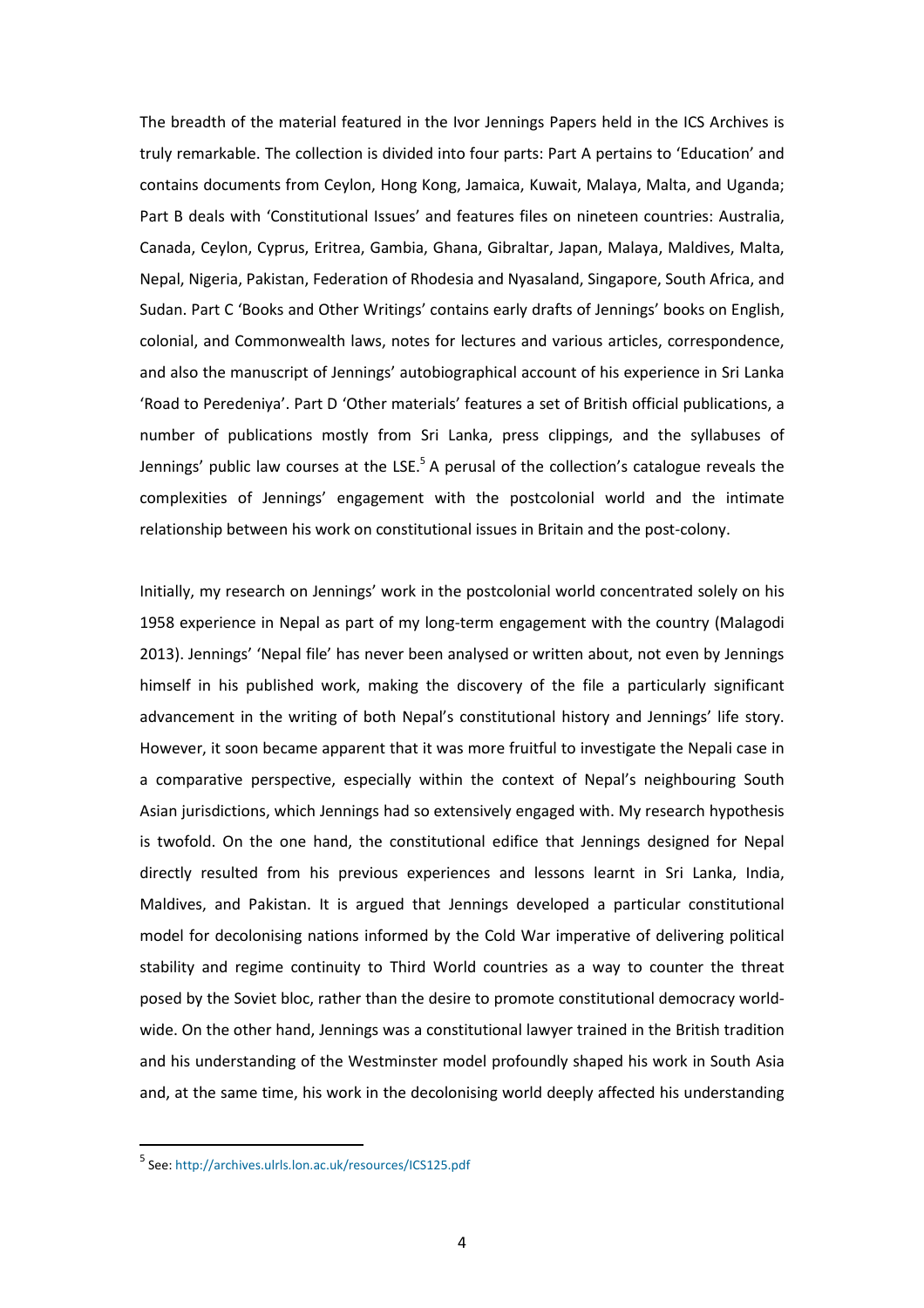The breadth of the material featured in the Ivor Jennings Papers held in the ICS Archives is truly remarkable. The collection is divided into four parts: Part A pertains to 'Education' and contains documents from Ceylon, Hong Kong, Jamaica, Kuwait, Malaya, Malta, and Uganda; Part B deals with 'Constitutional Issues' and features files on nineteen countries: Australia, Canada, Ceylon, Cyprus, Eritrea, Gambia, Ghana, Gibraltar, Japan, Malaya, Maldives, Malta, Nepal, Nigeria, Pakistan, Federation of Rhodesia and Nyasaland, Singapore, South Africa, and Sudan. Part C 'Books and Other Writings' contains early drafts of Jennings' books on English, colonial, and Commonwealth laws, notes for lectures and various articles, correspondence, and also the manuscript of Jennings' autobiographical account of his experience in Sri Lanka 'Road to Peredeniya'. Part D 'Other materials' features a set of British official publications, a number of publications mostly from Sri Lanka, press clippings, and the syllabuses of Jennings' public law courses at the LSE.[5] A perusal of the collection's catalogue reveals the complexities of Jennings' engagement with the postcolonial world and the intimate relationship between his work on constitutional issues in Britain and the post-colony.

Initially, my research on Jennings' work in the postcolonial world concentrated solely on his 1958 experience in Nepal as part of my long-term engagement with the country (Malagodi 2013). Jennings' 'Nepal file' has never been analysed or written about, not even by Jennings himself in his published work, making the discovery of the file a particularly significant advancement in the writing of both Nepal's constitutional history and Jennings' life story. However, it soon became apparent that it was more fruitful to investigate the Nepali case in a comparative perspective, especially within the context of Nepal's neighbouring South Asian jurisdictions, which Jennings had so extensively engaged with. My research hypothesis is twofold. On the one hand, the constitutional edifice that Jennings designed for Nepal directly resulted from his previous experiences and lessons learnt in Sri Lanka, India, Maldives, and Pakistan. It is argued that Jennings developed a particular constitutional model for decolonising nations informed by the Cold War imperative of delivering political stability and regime continuity to Third World countries as a way to counter the threat posed by the Soviet bloc, rather than the desire to promote constitutional democracy world-wide. On the other hand, Jennings was a constitutional lawyer trained in the British tradition and his understanding of the Westminster model profoundly shaped his work in South Asia and, at the same time, his work in the decolonising world deeply affected his understanding

[5] See: http://archives.ulrls.lon.ac.uk/resources/ICS125.pdf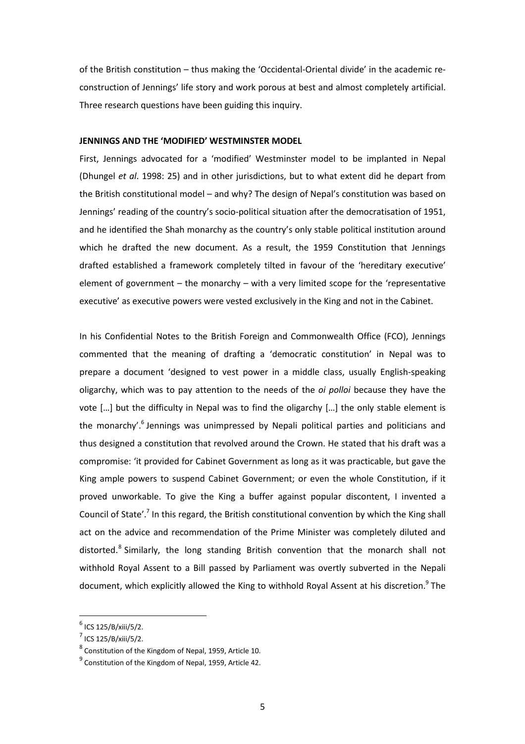of the British constitution – thus making the 'Occidental-Oriental divide' in the academic re-construction of Jennings' life story and work porous at best and almost completely artificial. Three research questions have been guiding this inquiry.

**JENNINGS AND THE 'MODIFIED' WESTMINSTER MODEL**

First, Jennings advocated for a 'modified' Westminster model to be implanted in Nepal (Dhungel *et al*. 1998: 25) and in other jurisdictions, but to what extent did he depart from the British constitutional model – and why? The design of Nepal's constitution was based on Jennings' reading of the country's socio-political situation after the democratisation of 1951, and he identified the Shah monarchy as the country's only stable political institution around which he drafted the new document. As a result, the 1959 Constitution that Jennings drafted established a framework completely tilted in favour of the 'hereditary executive' element of government – the monarchy – with a very limited scope for the 'representative executive' as executive powers were vested exclusively in the King and not in the Cabinet.

In his Confidential Notes to the British Foreign and Commonwealth Office (FCO), Jennings commented that the meaning of drafting a 'democratic constitution' in Nepal was to prepare a document 'designed to vest power in a middle class, usually English-speaking oligarchy, which was to pay attention to the needs of the *oi polloi* because they have the vote […] but the difficulty in Nepal was to find the oligarchy […] the only stable element is the monarchy'.[6] Jennings was unimpressed by Nepali political parties and politicians and thus designed a constitution that revolved around the Crown. He stated that his draft was a compromise: 'it provided for Cabinet Government as long as it was practicable, but gave the King ample powers to suspend Cabinet Government; or even the whole Constitution, if it proved unworkable. To give the King a buffer against popular discontent, I invented a Council of State'.[7] In this regard, the British constitutional convention by which the King shall act on the advice and recommendation of the Prime Minister was completely diluted and distorted.[8] Similarly, the long standing British convention that the monarch shall not withhold Royal Assent to a Bill passed by Parliament was overtly subverted in the Nepali document, which explicitly allowed the King to withhold Royal Assent at his discretion.[9] The

---

[6] ICS 125/B/xiii/5/2.

[7] ICS 125/B/xiii/5/2.

[8] Constitution of the Kingdom of Nepal, 1959, Article 10.

[9] Constitution of the Kingdom of Nepal, 1959, Article 42.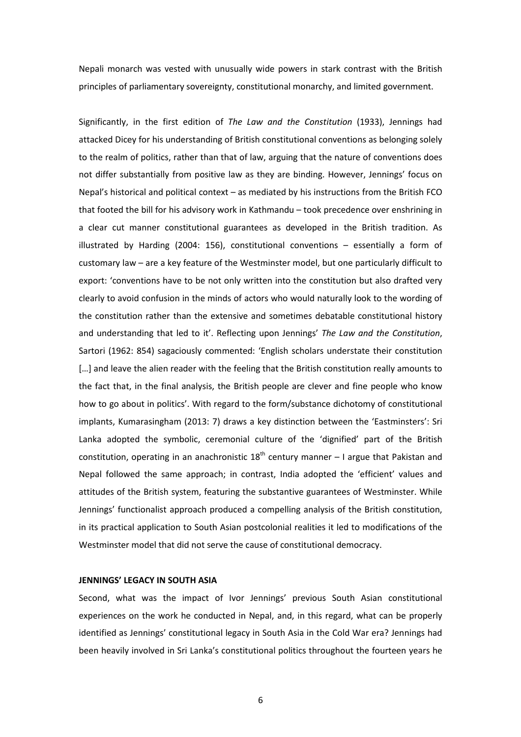Nepali monarch was vested with unusually wide powers in stark contrast with the British principles of parliamentary sovereignty, constitutional monarchy, and limited government.

Significantly, in the first edition of *The Law and the Constitution* (1933), Jennings had attacked Dicey for his understanding of British constitutional conventions as belonging solely to the realm of politics, rather than that of law, arguing that the nature of conventions does not differ substantially from positive law as they are binding. However, Jennings' focus on Nepal's historical and political context – as mediated by his instructions from the British FCO that footed the bill for his advisory work in Kathmandu – took precedence over enshrining in a clear cut manner constitutional guarantees as developed in the British tradition. As illustrated by Harding (2004: 156), constitutional conventions – essentially a form of customary law – are a key feature of the Westminster model, but one particularly difficult to export: 'conventions have to be not only written into the constitution but also drafted very clearly to avoid confusion in the minds of actors who would naturally look to the wording of the constitution rather than the extensive and sometimes debatable constitutional history and understanding that led to it'. Reflecting upon Jennings' *The Law and the Constitution*, Sartori (1962: 854) sagaciously commented: 'English scholars understate their constitution […] and leave the alien reader with the feeling that the British constitution really amounts to the fact that, in the final analysis, the British people are clever and fine people who know how to go about in politics'. With regard to the form/substance dichotomy of constitutional implants, Kumarasingham (2013: 7) draws a key distinction between the 'Eastminsters': Sri Lanka adopted the symbolic, ceremonial culture of the 'dignified' part of the British constitution, operating in an anachronistic 18th century manner – I argue that Pakistan and Nepal followed the same approach; in contrast, India adopted the 'efficient' values and attitudes of the British system, featuring the substantive guarantees of Westminster. While Jennings' functionalist approach produced a compelling analysis of the British constitution, in its practical application to South Asian postcolonial realities it led to modifications of the Westminster model that did not serve the cause of constitutional democracy.

## JENNINGS' LEGACY IN SOUTH ASIA

Second, what was the impact of Ivor Jennings' previous South Asian constitutional experiences on the work he conducted in Nepal, and, in this regard, what can be properly identified as Jennings' constitutional legacy in South Asia in the Cold War era? Jennings had been heavily involved in Sri Lanka's constitutional politics throughout the fourteen years he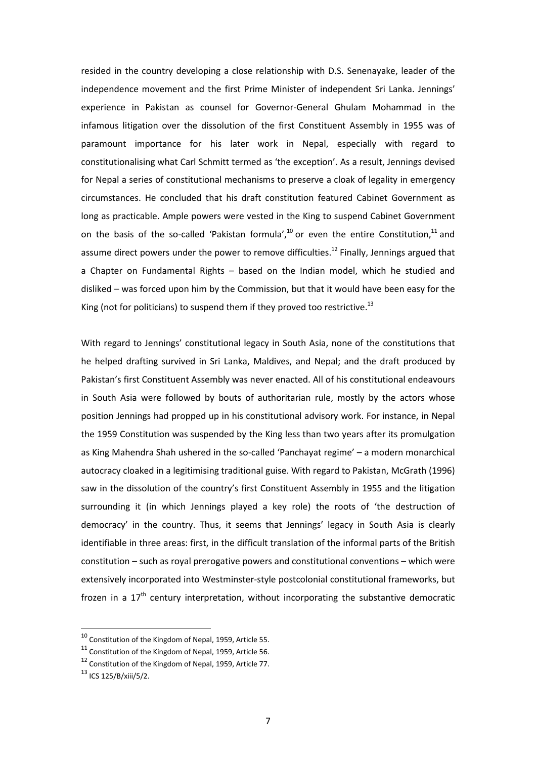resided in the country developing a close relationship with D.S. Senenayake, leader of the independence movement and the first Prime Minister of independent Sri Lanka. Jennings' experience in Pakistan as counsel for Governor-General Ghulam Mohammad in the infamous litigation over the dissolution of the first Constituent Assembly in 1955 was of paramount importance for his later work in Nepal, especially with regard to constitutionalising what Carl Schmitt termed as 'the exception'. As a result, Jennings devised for Nepal a series of constitutional mechanisms to preserve a cloak of legality in emergency circumstances. He concluded that his draft constitution featured Cabinet Government as long as practicable. Ample powers were vested in the King to suspend Cabinet Government on the basis of the so-called 'Pakistan formula',[10] or even the entire Constitution,[11] and assume direct powers under the power to remove difficulties.[12] Finally, Jennings argued that a Chapter on Fundamental Rights – based on the Indian model, which he studied and disliked – was forced upon him by the Commission, but that it would have been easy for the King (not for politicians) to suspend them if they proved too restrictive.[13]

With regard to Jennings' constitutional legacy in South Asia, none of the constitutions that he helped drafting survived in Sri Lanka, Maldives, and Nepal; and the draft produced by Pakistan's first Constituent Assembly was never enacted. All of his constitutional endeavours in South Asia were followed by bouts of authoritarian rule, mostly by the actors whose position Jennings had propped up in his constitutional advisory work. For instance, in Nepal the 1959 Constitution was suspended by the King less than two years after its promulgation as King Mahendra Shah ushered in the so-called 'Panchayat regime' – a modern monarchical autocracy cloaked in a legitimising traditional guise. With regard to Pakistan, McGrath (1996) saw in the dissolution of the country's first Constituent Assembly in 1955 and the litigation surrounding it (in which Jennings played a key role) the roots of 'the destruction of democracy' in the country. Thus, it seems that Jennings' legacy in South Asia is clearly identifiable in three areas: first, in the difficult translation of the informal parts of the British constitution – such as royal prerogative powers and constitutional conventions – which were extensively incorporated into Westminster-style postcolonial constitutional frameworks, but frozen in a 17th century interpretation, without incorporating the substantive democratic

---

[10] Constitution of the Kingdom of Nepal, 1959, Article 55.

[11] Constitution of the Kingdom of Nepal, 1959, Article 56.

[12] Constitution of the Kingdom of Nepal, 1959, Article 77.

[13] ICS 125/B/xiii/5/2.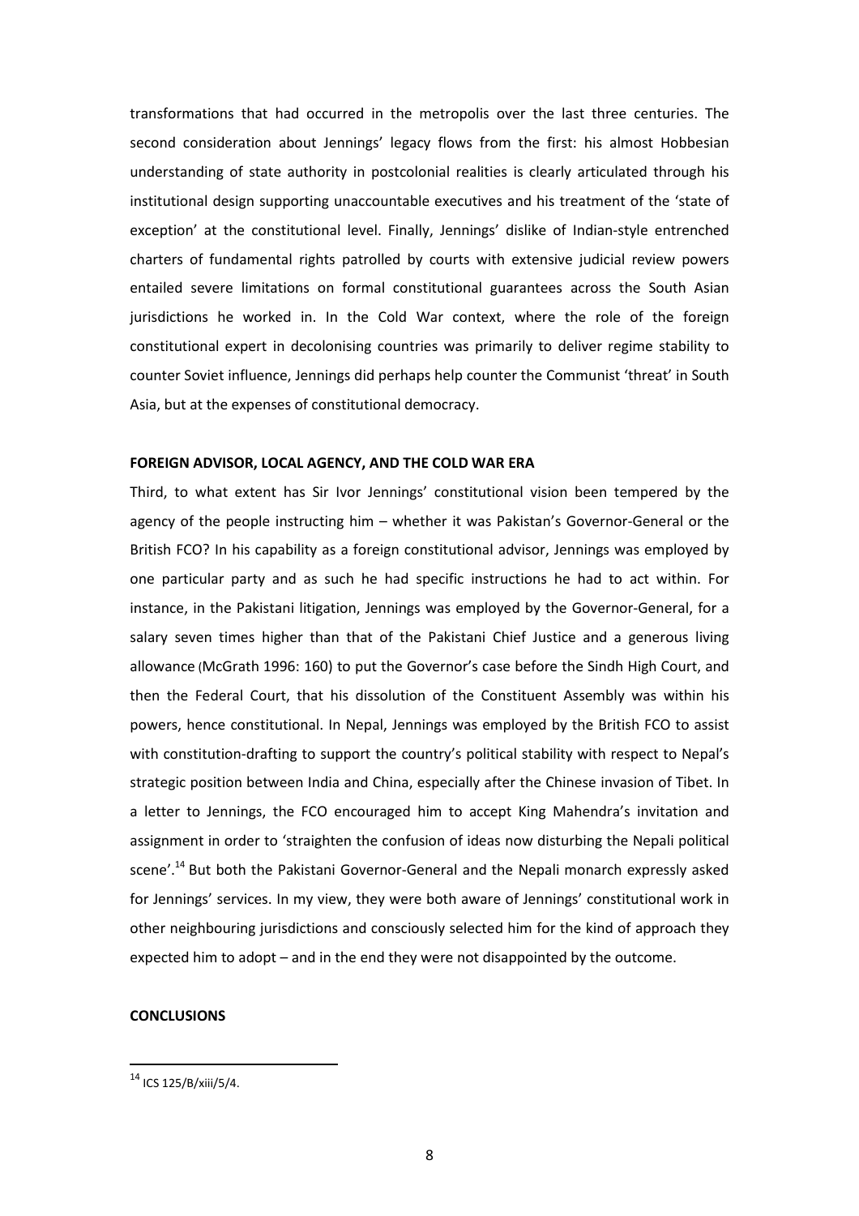transformations that had occurred in the metropolis over the last three centuries. The second consideration about Jennings' legacy flows from the first: his almost Hobbesian understanding of state authority in postcolonial realities is clearly articulated through his institutional design supporting unaccountable executives and his treatment of the 'state of exception' at the constitutional level. Finally, Jennings' dislike of Indian-style entrenched charters of fundamental rights patrolled by courts with extensive judicial review powers entailed severe limitations on formal constitutional guarantees across the South Asian jurisdictions he worked in. In the Cold War context, where the role of the foreign constitutional expert in decolonising countries was primarily to deliver regime stability to counter Soviet influence, Jennings did perhaps help counter the Communist 'threat' in South Asia, but at the expenses of constitutional democracy.

**FOREIGN ADVISOR, LOCAL AGENCY, AND THE COLD WAR ERA**

Third, to what extent has Sir Ivor Jennings' constitutional vision been tempered by the agency of the people instructing him – whether it was Pakistan's Governor-General or the British FCO? In his capability as a foreign constitutional advisor, Jennings was employed by one particular party and as such he had specific instructions he had to act within. For instance, in the Pakistani litigation, Jennings was employed by the Governor-General, for a salary seven times higher than that of the Pakistani Chief Justice and a generous living allowance (McGrath 1996: 160) to put the Governor's case before the Sindh High Court, and then the Federal Court, that his dissolution of the Constituent Assembly was within his powers, hence constitutional. In Nepal, Jennings was employed by the British FCO to assist with constitution-drafting to support the country's political stability with respect to Nepal's strategic position between India and China, especially after the Chinese invasion of Tibet. In a letter to Jennings, the FCO encouraged him to accept King Mahendra's invitation and assignment in order to 'straighten the confusion of ideas now disturbing the Nepali political scene'.[14] But both the Pakistani Governor-General and the Nepali monarch expressly asked for Jennings' services. In my view, they were both aware of Jennings' constitutional work in other neighbouring jurisdictions and consciously selected him for the kind of approach they expected him to adopt – and in the end they were not disappointed by the outcome.

**CONCLUSIONS**

[14] ICS 125/B/xiii/5/4.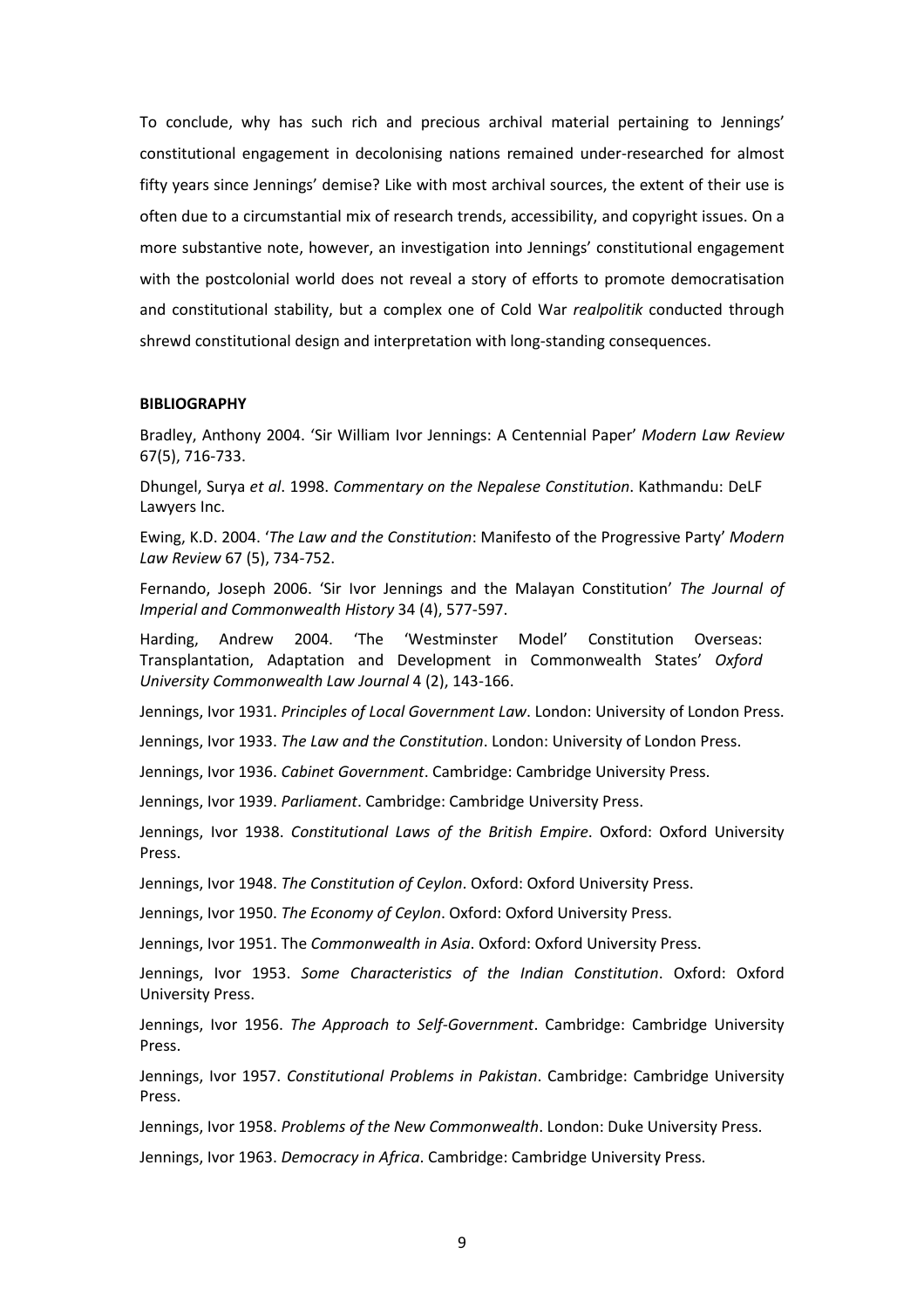To conclude, why has such rich and precious archival material pertaining to Jennings' constitutional engagement in decolonising nations remained under-researched for almost fifty years since Jennings' demise? Like with most archival sources, the extent of their use is often due to a circumstantial mix of research trends, accessibility, and copyright issues. On a more substantive note, however, an investigation into Jennings' constitutional engagement with the postcolonial world does not reveal a story of efforts to promote democratisation and constitutional stability, but a complex one of Cold War *realpolitik* conducted through shrewd constitutional design and interpretation with long-standing consequences.

**BIBLIOGRAPHY**

Bradley, Anthony 2004. 'Sir William Ivor Jennings: A Centennial Paper' *Modern Law Review* 67(5), 716-733.

Dhungel, Surya *et al*. 1998. *Commentary on the Nepalese Constitution*. Kathmandu: DeLF Lawyers Inc.

Ewing, K.D. 2004. '*The Law and the Constitution*: Manifesto of the Progressive Party' *Modern Law Review* 67 (5), 734-752.

Fernando, Joseph 2006. 'Sir Ivor Jennings and the Malayan Constitution' *The Journal of Imperial and Commonwealth History* 34 (4), 577-597.

Harding, Andrew 2004. 'The 'Westminster Model' Constitution Overseas: Transplantation, Adaptation and Development in Commonwealth States' *Oxford University Commonwealth Law Journal* 4 (2), 143-166.

Jennings, Ivor 1931. *Principles of Local Government Law*. London: University of London Press.

Jennings, Ivor 1933. *The Law and the Constitution*. London: University of London Press.

Jennings, Ivor 1936. *Cabinet Government*. Cambridge: Cambridge University Press.

Jennings, Ivor 1939. *Parliament*. Cambridge: Cambridge University Press.

Jennings, Ivor 1938. *Constitutional Laws of the British Empire*. Oxford: Oxford University Press.

Jennings, Ivor 1948. *The Constitution of Ceylon*. Oxford: Oxford University Press.

Jennings, Ivor 1950. *The Economy of Ceylon*. Oxford: Oxford University Press.

Jennings, Ivor 1951. The *Commonwealth in Asia*. Oxford: Oxford University Press.

Jennings, Ivor 1953. *Some Characteristics of the Indian Constitution*. Oxford: Oxford University Press.

Jennings, Ivor 1956. *The Approach to Self-Government*. Cambridge: Cambridge University Press.

Jennings, Ivor 1957. *Constitutional Problems in Pakistan*. Cambridge: Cambridge University Press.

Jennings, Ivor 1958. *Problems of the New Commonwealth*. London: Duke University Press.

Jennings, Ivor 1963. *Democracy in Africa*. Cambridge: Cambridge University Press.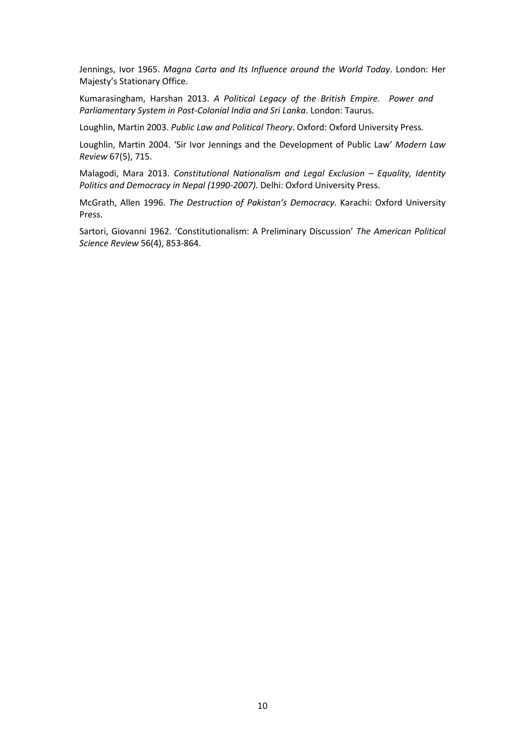Jennings, Ivor 1965. *Magna Carta and Its Influence around the World Today*. London: Her Majesty's Stationary Office.

Kumarasingham, Harshan 2013. *A Political Legacy of the British Empire. Power and Parliamentary System in Post-Colonial India and Sri Lanka*. London: Taurus.

Loughlin, Martin 2003. *Public Law and Political Theory*. Oxford: Oxford University Press.

Loughlin, Martin 2004. 'Sir Ivor Jennings and the Development of Public Law' *Modern Law Review* 67(5), 715.

Malagodi, Mara 2013. *Constitutional Nationalism and Legal Exclusion – Equality, Identity Politics and Democracy in Nepal (1990-2007).* Delhi: Oxford University Press.

McGrath, Allen 1996. *The Destruction of Pakistan's Democracy*. Karachi: Oxford University Press.

Sartori, Giovanni 1962. 'Constitutionalism: A Preliminary Discussion' *The American Political Science Review* 56(4), 853-864.